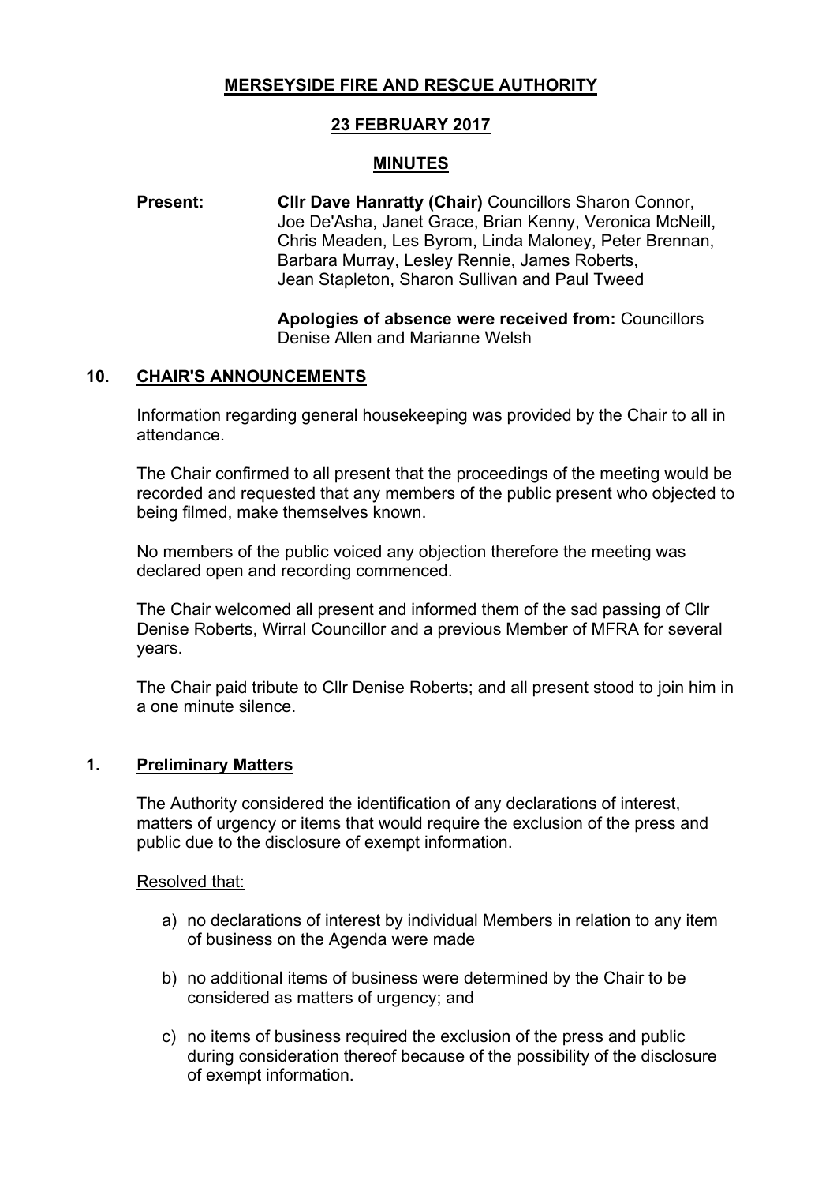# MERSEYSIDE FIRE AND RESCUE AUTHORITY

## 23 FEBRUARY 2017

## MINUTES

**Present:** **Cllr Dave Hanratty (Chair)** Councillors Sharon Connor, Joe De'Asha, Janet Grace, Brian Kenny, Veronica McNeill, Chris Meaden, Les Byrom, Linda Maloney, Peter Brennan, Barbara Murray, Lesley Rennie, James Roberts, Jean Stapleton, Sharon Sullivan and Paul Tweed

**Apologies of absence were received from:** Councillors Denise Allen and Marianne Welsh

### 10. CHAIR'S ANNOUNCEMENTS

Information regarding general housekeeping was provided by the Chair to all in attendance.

The Chair confirmed to all present that the proceedings of the meeting would be recorded and requested that any members of the public present who objected to being filmed, make themselves known.

No members of the public voiced any objection therefore the meeting was declared open and recording commenced.

The Chair welcomed all present and informed them of the sad passing of Cllr Denise Roberts, Wirral Councillor and a previous Member of MFRA for several years.

The Chair paid tribute to Cllr Denise Roberts; and all present stood to join him in a one minute silence.

### 1. Preliminary Matters

The Authority considered the identification of any declarations of interest, matters of urgency or items that would require the exclusion of the press and public due to the disclosure of exempt information.

Resolved that:

a) no declarations of interest by individual Members in relation to any item of business on the Agenda were made

b) no additional items of business were determined by the Chair to be considered as matters of urgency; and

c) no items of business required the exclusion of the press and public during consideration thereof because of the possibility of the disclosure of exempt information.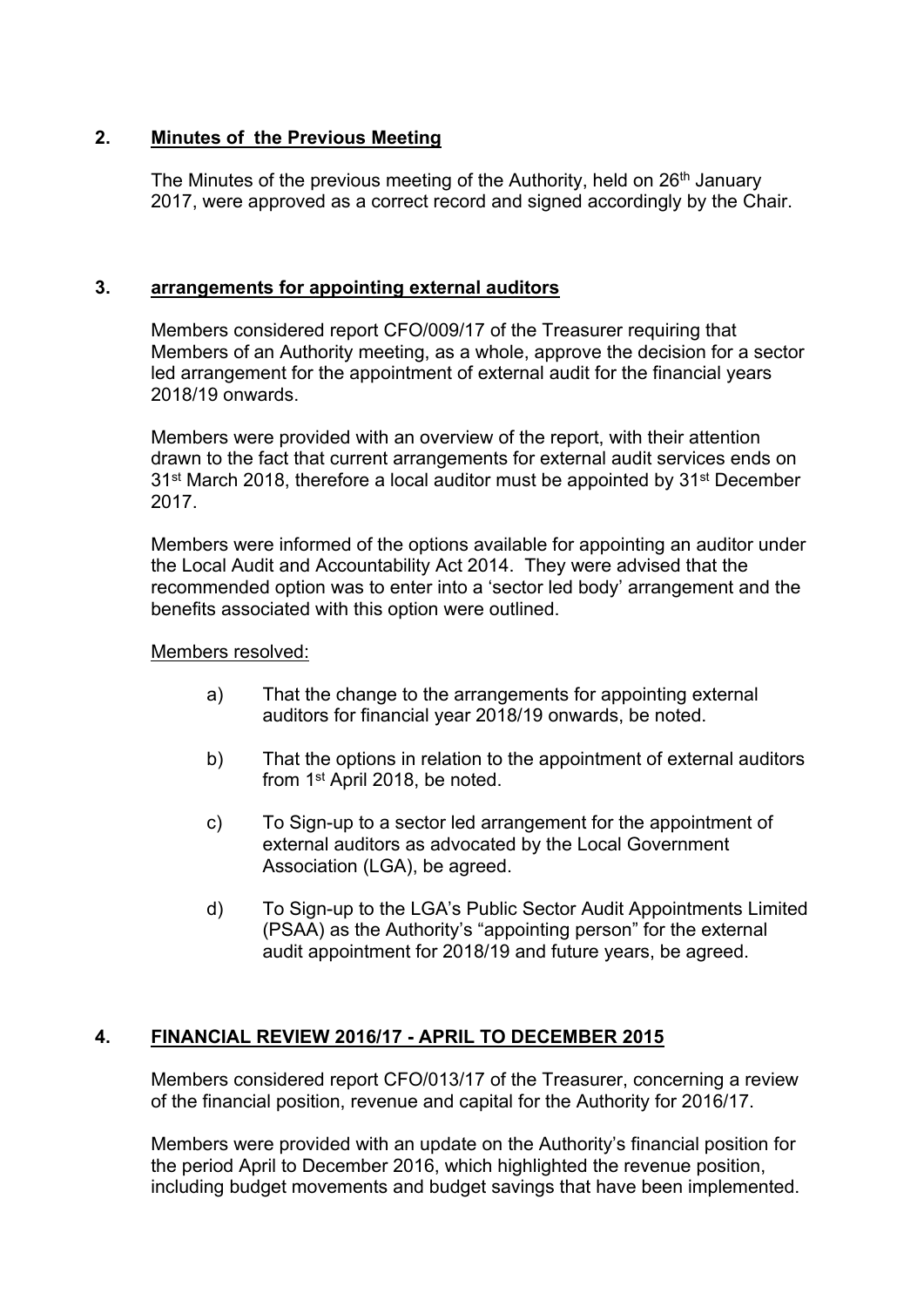## 2. Minutes of the Previous Meeting

The Minutes of the previous meeting of the Authority, held on 26th January 2017, were approved as a correct record and signed accordingly by the Chair.

## 3. arrangements for appointing external auditors

Members considered report CFO/009/17 of the Treasurer requiring that Members of an Authority meeting, as a whole, approve the decision for a sector led arrangement for the appointment of external audit for the financial years 2018/19 onwards.

Members were provided with an overview of the report, with their attention drawn to the fact that current arrangements for external audit services ends on 31st March 2018, therefore a local auditor must be appointed by 31st December 2017.

Members were informed of the options available for appointing an auditor under the Local Audit and Accountability Act 2014. They were advised that the recommended option was to enter into a 'sector led body' arrangement and the benefits associated with this option were outlined.

Members resolved:

a) That the change to the arrangements for appointing external auditors for financial year 2018/19 onwards, be noted.

b) That the options in relation to the appointment of external auditors from 1st April 2018, be noted.

c) To Sign-up to a sector led arrangement for the appointment of external auditors as advocated by the Local Government Association (LGA), be agreed.

d) To Sign-up to the LGA's Public Sector Audit Appointments Limited (PSAA) as the Authority's "appointing person" for the external audit appointment for 2018/19 and future years, be agreed.

## 4. FINANCIAL REVIEW 2016/17 - APRIL TO DECEMBER 2015

Members considered report CFO/013/17 of the Treasurer, concerning a review of the financial position, revenue and capital for the Authority for 2016/17.

Members were provided with an update on the Authority's financial position for the period April to December 2016, which highlighted the revenue position, including budget movements and budget savings that have been implemented.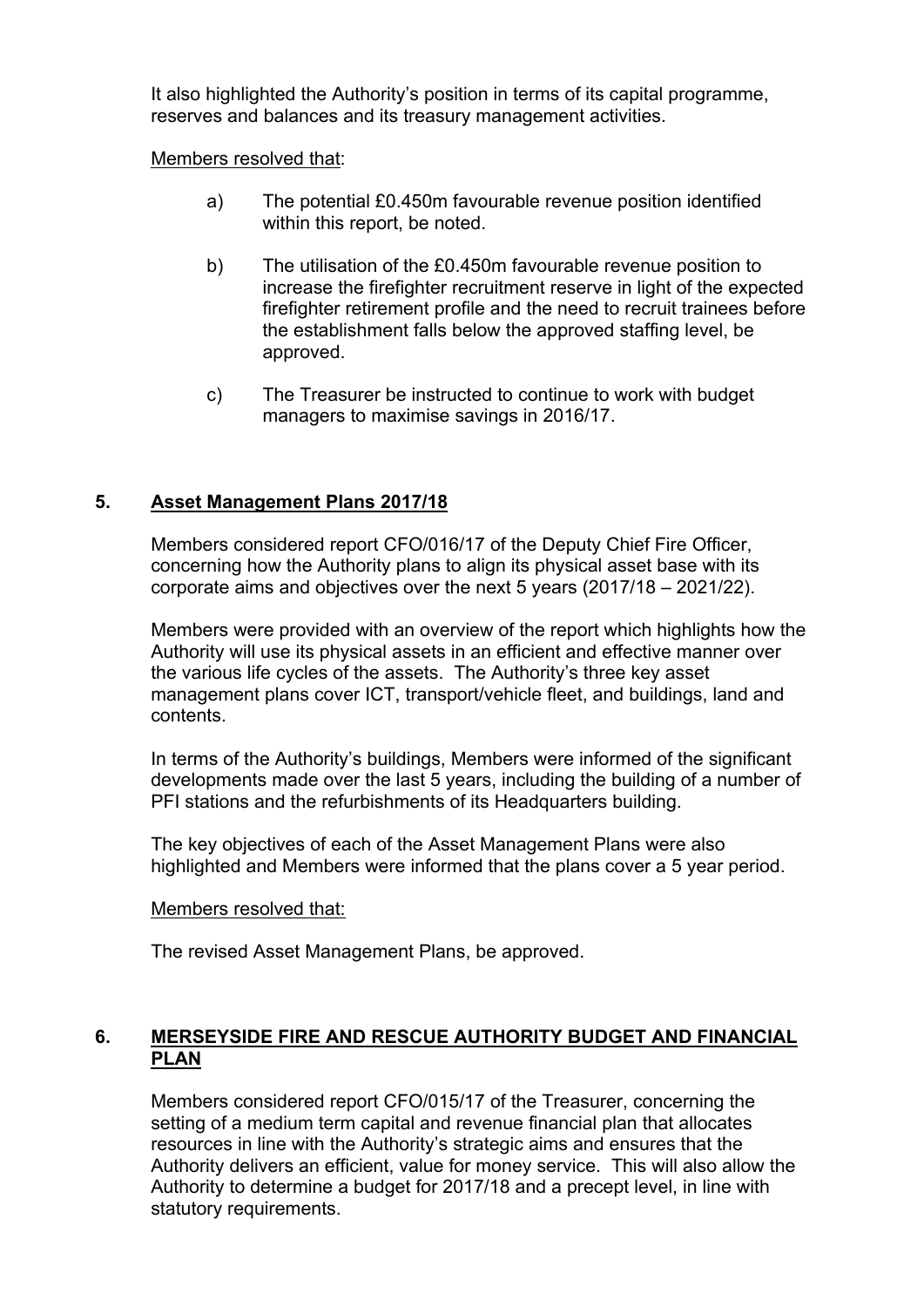It also highlighted the Authority's position in terms of its capital programme, reserves and balances and its treasury management activities.

Members resolved that:

a) The potential £0.450m favourable revenue position identified within this report, be noted.

b) The utilisation of the £0.450m favourable revenue position to increase the firefighter recruitment reserve in light of the expected firefighter retirement profile and the need to recruit trainees before the establishment falls below the approved staffing level, be approved.

c) The Treasurer be instructed to continue to work with budget managers to maximise savings in 2016/17.

## 5. Asset Management Plans 2017/18

Members considered report CFO/016/17 of the Deputy Chief Fire Officer, concerning how the Authority plans to align its physical asset base with its corporate aims and objectives over the next 5 years (2017/18 – 2021/22).

Members were provided with an overview of the report which highlights how the Authority will use its physical assets in an efficient and effective manner over the various life cycles of the assets. The Authority's three key asset management plans cover ICT, transport/vehicle fleet, and buildings, land and contents.

In terms of the Authority's buildings, Members were informed of the significant developments made over the last 5 years, including the building of a number of PFI stations and the refurbishments of its Headquarters building.

The key objectives of each of the Asset Management Plans were also highlighted and Members were informed that the plans cover a 5 year period.

Members resolved that:

The revised Asset Management Plans, be approved.

## 6. MERSEYSIDE FIRE AND RESCUE AUTHORITY BUDGET AND FINANCIAL PLAN

Members considered report CFO/015/17 of the Treasurer, concerning the setting of a medium term capital and revenue financial plan that allocates resources in line with the Authority's strategic aims and ensures that the Authority delivers an efficient, value for money service. This will also allow the Authority to determine a budget for 2017/18 and a precept level, in line with statutory requirements.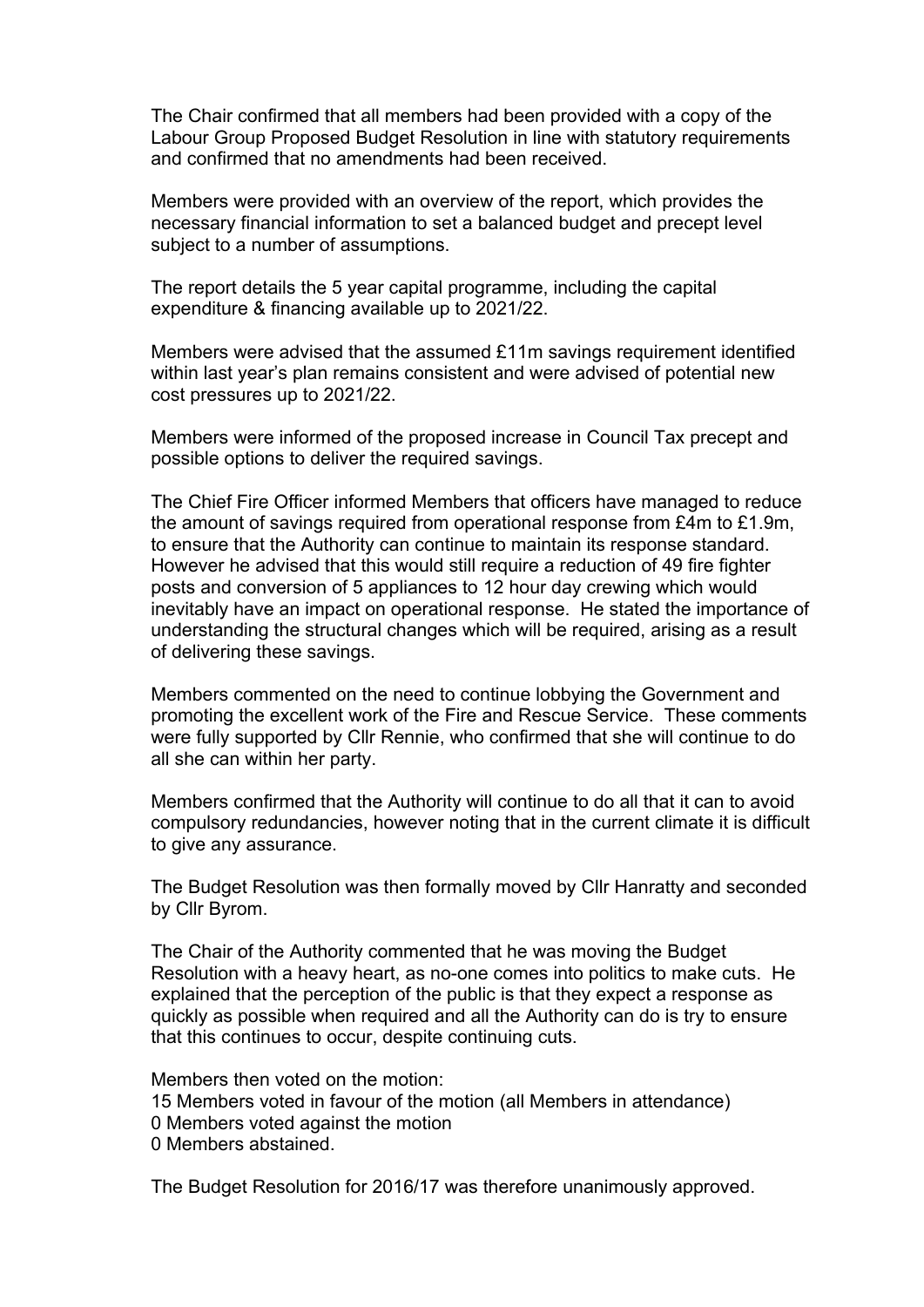The Chair confirmed that all members had been provided with a copy of the Labour Group Proposed Budget Resolution in line with statutory requirements and confirmed that no amendments had been received.

Members were provided with an overview of the report, which provides the necessary financial information to set a balanced budget and precept level subject to a number of assumptions.

The report details the 5 year capital programme, including the capital expenditure & financing available up to 2021/22.

Members were advised that the assumed £11m savings requirement identified within last year's plan remains consistent and were advised of potential new cost pressures up to 2021/22.

Members were informed of the proposed increase in Council Tax precept and possible options to deliver the required savings.

The Chief Fire Officer informed Members that officers have managed to reduce the amount of savings required from operational response from £4m to £1.9m, to ensure that the Authority can continue to maintain its response standard. However he advised that this would still require a reduction of 49 fire fighter posts and conversion of 5 appliances to 12 hour day crewing which would inevitably have an impact on operational response. He stated the importance of understanding the structural changes which will be required, arising as a result of delivering these savings.

Members commented on the need to continue lobbying the Government and promoting the excellent work of the Fire and Rescue Service. These comments were fully supported by Cllr Rennie, who confirmed that she will continue to do all she can within her party.

Members confirmed that the Authority will continue to do all that it can to avoid compulsory redundancies, however noting that in the current climate it is difficult to give any assurance.

The Budget Resolution was then formally moved by Cllr Hanratty and seconded by Cllr Byrom.

The Chair of the Authority commented that he was moving the Budget Resolution with a heavy heart, as no-one comes into politics to make cuts. He explained that the perception of the public is that they expect a response as quickly as possible when required and all the Authority can do is try to ensure that this continues to occur, despite continuing cuts.

Members then voted on the motion:
15 Members voted in favour of the motion (all Members in attendance)
0 Members voted against the motion
0 Members abstained.

The Budget Resolution for 2016/17 was therefore unanimously approved.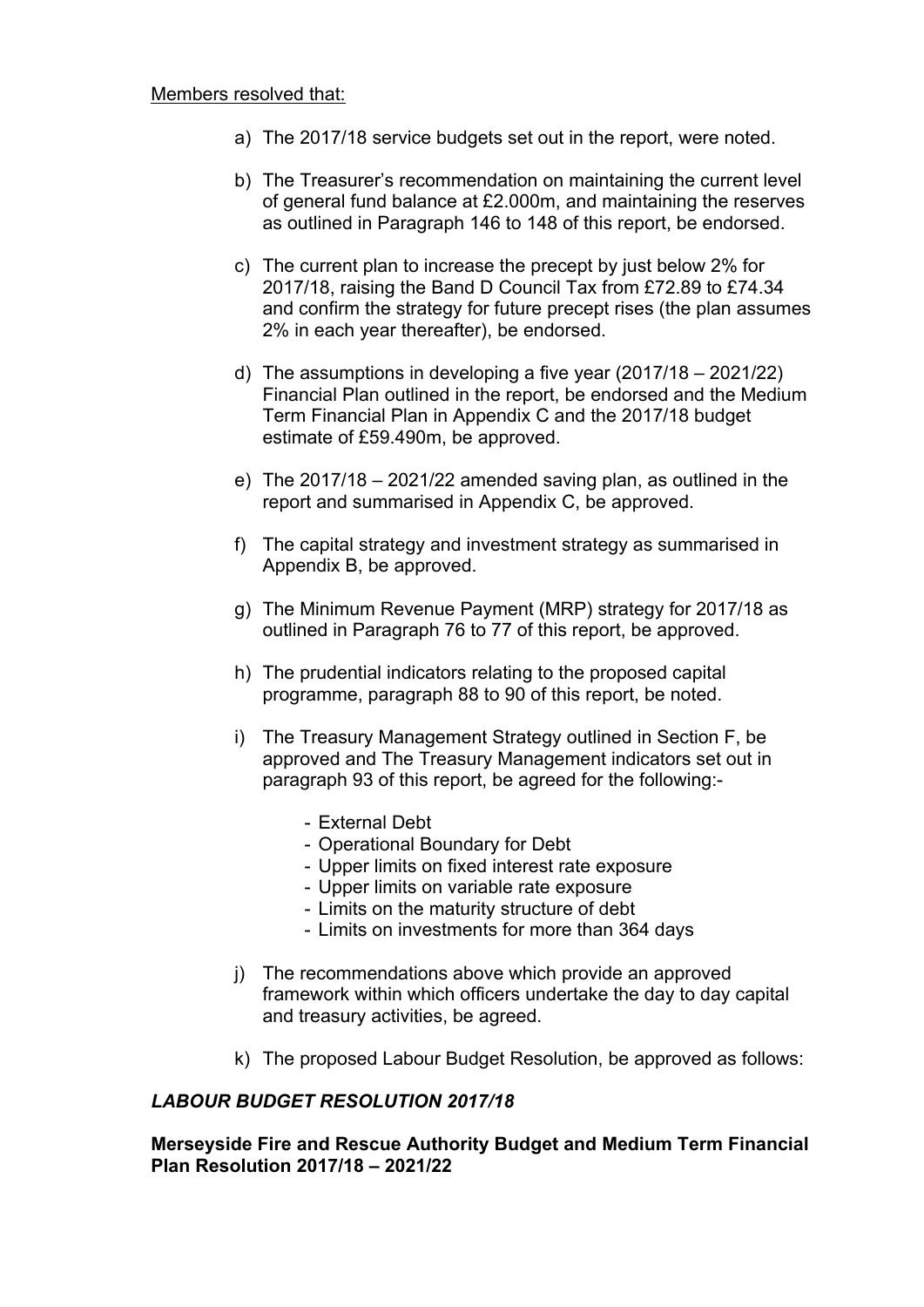<u>Members resolved that:</u>

a) The 2017/18 service budgets set out in the report, were noted.

b) The Treasurer's recommendation on maintaining the current level of general fund balance at £2.000m, and maintaining the reserves as outlined in Paragraph 146 to 148 of this report, be endorsed.

c) The current plan to increase the precept by just below 2% for 2017/18, raising the Band D Council Tax from £72.89 to £74.34 and confirm the strategy for future precept rises (the plan assumes 2% in each year thereafter), be endorsed.

d) The assumptions in developing a five year (2017/18 – 2021/22) Financial Plan outlined in the report, be endorsed and the Medium Term Financial Plan in Appendix C and the 2017/18 budget estimate of £59.490m, be approved.

e) The 2017/18 – 2021/22 amended saving plan, as outlined in the report and summarised in Appendix C, be approved.

f) The capital strategy and investment strategy as summarised in Appendix B, be approved.

g) The Minimum Revenue Payment (MRP) strategy for 2017/18 as outlined in Paragraph 76 to 77 of this report, be approved.

h) The prudential indicators relating to the proposed capital programme, paragraph 88 to 90 of this report, be noted.

i) The Treasury Management Strategy outlined in Section F, be approved and The Treasury Management indicators set out in paragraph 93 of this report, be agreed for the following:-

   - External Debt
   - Operational Boundary for Debt
   - Upper limits on fixed interest rate exposure
   - Upper limits on variable rate exposure
   - Limits on the maturity structure of debt
   - Limits on investments for more than 364 days

j) The recommendations above which provide an approved framework within which officers undertake the day to day capital and treasury activities, be agreed.

k) The proposed Labour Budget Resolution, be approved as follows:

***LABOUR BUDGET RESOLUTION 2017/18***

**Merseyside Fire and Rescue Authority Budget and Medium Term Financial Plan Resolution 2017/18 – 2021/22**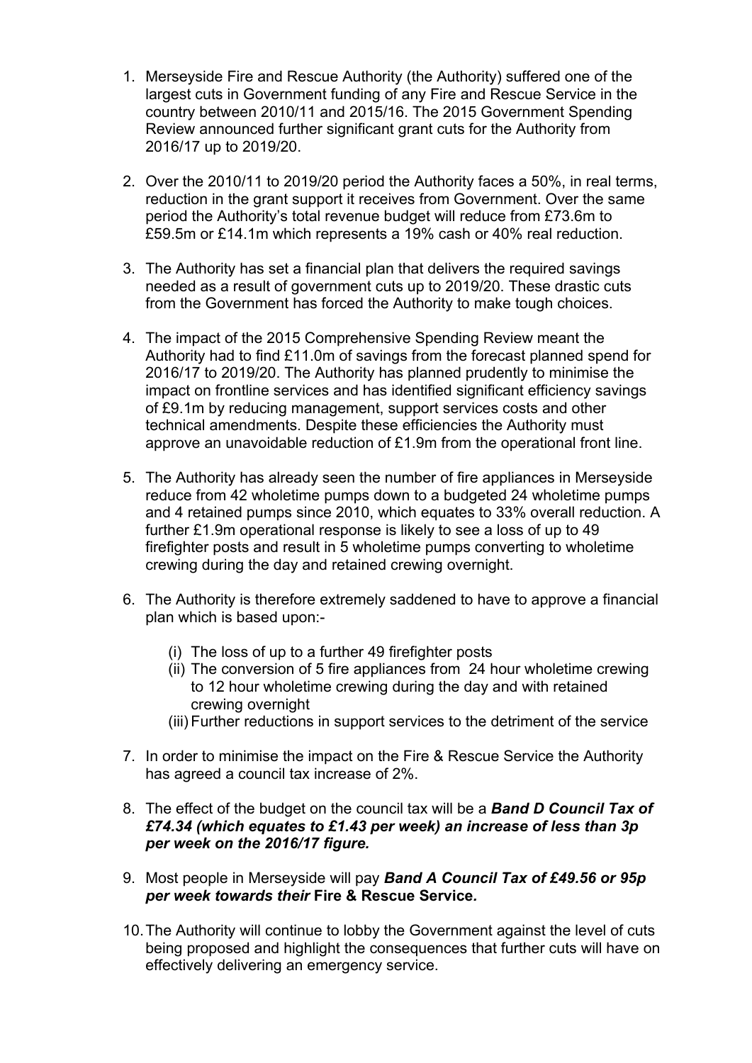1. Merseyside Fire and Rescue Authority (the Authority) suffered one of the largest cuts in Government funding of any Fire and Rescue Service in the country between 2010/11 and 2015/16. The 2015 Government Spending Review announced further significant grant cuts for the Authority from 2016/17 up to 2019/20.

2. Over the 2010/11 to 2019/20 period the Authority faces a 50%, in real terms, reduction in the grant support it receives from Government. Over the same period the Authority's total revenue budget will reduce from £73.6m to £59.5m or £14.1m which represents a 19% cash or 40% real reduction.

3. The Authority has set a financial plan that delivers the required savings needed as a result of government cuts up to 2019/20. These drastic cuts from the Government has forced the Authority to make tough choices.

4. The impact of the 2015 Comprehensive Spending Review meant the Authority had to find £11.0m of savings from the forecast planned spend for 2016/17 to 2019/20. The Authority has planned prudently to minimise the impact on frontline services and has identified significant efficiency savings of £9.1m by reducing management, support services costs and other technical amendments. Despite these efficiencies the Authority must approve an unavoidable reduction of £1.9m from the operational front line.

5. The Authority has already seen the number of fire appliances in Merseyside reduce from 42 wholetime pumps down to a budgeted 24 wholetime pumps and 4 retained pumps since 2010, which equates to 33% overall reduction. A further £1.9m operational response is likely to see a loss of up to 49 firefighter posts and result in 5 wholetime pumps converting to wholetime crewing during the day and retained crewing overnight.

6. The Authority is therefore extremely saddened to have to approve a financial plan which is based upon:-

   (i) The loss of up to a further 49 firefighter posts
   (ii) The conversion of 5 fire appliances from 24 hour wholetime crewing to 12 hour wholetime crewing during the day and with retained crewing overnight
   (iii) Further reductions in support services to the detriment of the service

7. In order to minimise the impact on the Fire & Rescue Service the Authority has agreed a council tax increase of 2%.

8. The effect of the budget on the council tax will be a ***Band D Council Tax of £74.34 (which equates to £1.43 per week) an increase of less than 3p per week on the 2016/17 figure.***

9. Most people in Merseyside will pay ***Band A Council Tax of £49.56 or 95p per week towards their*** **Fire & Rescue Service*.***

10. The Authority will continue to lobby the Government against the level of cuts being proposed and highlight the consequences that further cuts will have on effectively delivering an emergency service.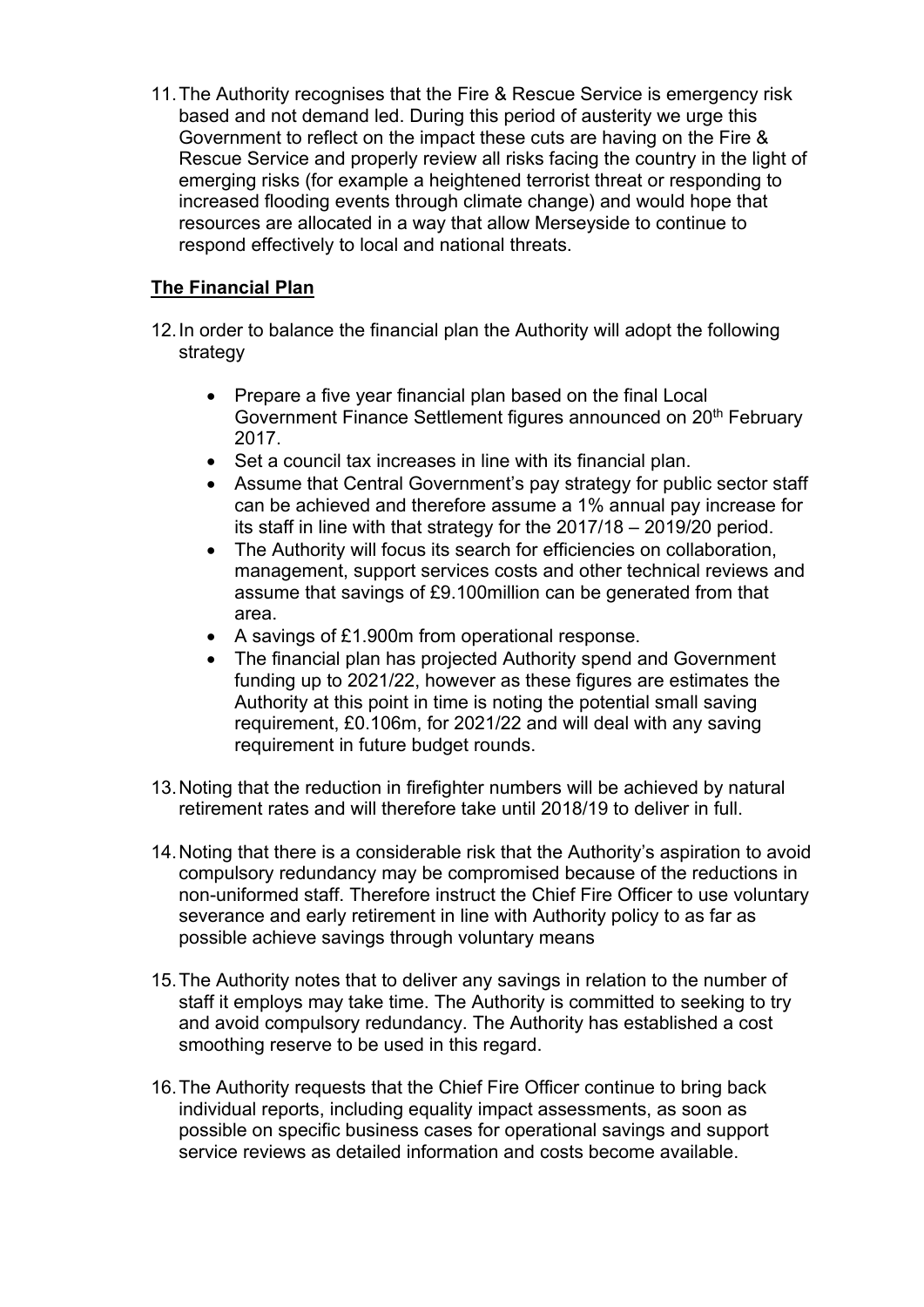11. The Authority recognises that the Fire & Rescue Service is emergency risk based and not demand led. During this period of austerity we urge this Government to reflect on the impact these cuts are having on the Fire & Rescue Service and properly review all risks facing the country in the light of emerging risks (for example a heightened terrorist threat or responding to increased flooding events through climate change) and would hope that resources are allocated in a way that allow Merseyside to continue to respond effectively to local and national threats.

## The Financial Plan

12. In order to balance the financial plan the Authority will adopt the following strategy

    - Prepare a five year financial plan based on the final Local Government Finance Settlement figures announced on 20th February 2017.
    - Set a council tax increases in line with its financial plan.
    - Assume that Central Government's pay strategy for public sector staff can be achieved and therefore assume a 1% annual pay increase for its staff in line with that strategy for the 2017/18 – 2019/20 period.
    - The Authority will focus its search for efficiencies on collaboration, management, support services costs and other technical reviews and assume that savings of £9.100million can be generated from that area.
    - A savings of £1.900m from operational response.
    - The financial plan has projected Authority spend and Government funding up to 2021/22, however as these figures are estimates the Authority at this point in time is noting the potential small saving requirement, £0.106m, for 2021/22 and will deal with any saving requirement in future budget rounds.

13. Noting that the reduction in firefighter numbers will be achieved by natural retirement rates and will therefore take until 2018/19 to deliver in full.

14. Noting that there is a considerable risk that the Authority's aspiration to avoid compulsory redundancy may be compromised because of the reductions in non-uniformed staff. Therefore instruct the Chief Fire Officer to use voluntary severance and early retirement in line with Authority policy to as far as possible achieve savings through voluntary means

15. The Authority notes that to deliver any savings in relation to the number of staff it employs may take time. The Authority is committed to seeking to try and avoid compulsory redundancy. The Authority has established a cost smoothing reserve to be used in this regard.

16. The Authority requests that the Chief Fire Officer continue to bring back individual reports, including equality impact assessments, as soon as possible on specific business cases for operational savings and support service reviews as detailed information and costs become available.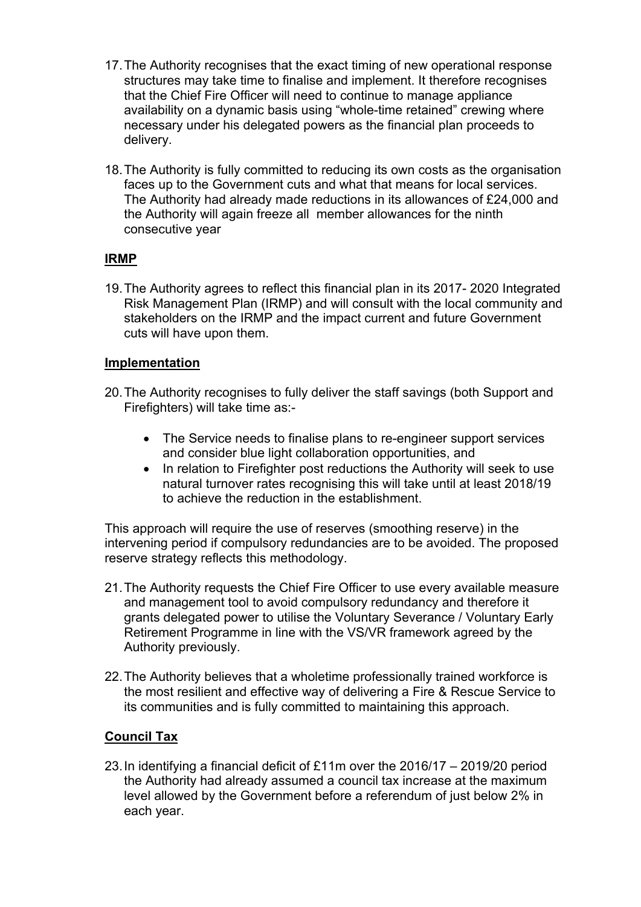17. The Authority recognises that the exact timing of new operational response structures may take time to finalise and implement. It therefore recognises that the Chief Fire Officer will need to continue to manage appliance availability on a dynamic basis using "whole-time retained" crewing where necessary under his delegated powers as the financial plan proceeds to delivery.

18. The Authority is fully committed to reducing its own costs as the organisation faces up to the Government cuts and what that means for local services. The Authority had already made reductions in its allowances of £24,000 and the Authority will again freeze all member allowances for the ninth consecutive year

## IRMP

19. The Authority agrees to reflect this financial plan in its 2017- 2020 Integrated Risk Management Plan (IRMP) and will consult with the local community and stakeholders on the IRMP and the impact current and future Government cuts will have upon them.

## Implementation

20. The Authority recognises to fully deliver the staff savings (both Support and Firefighters) will take time as:-

    - The Service needs to finalise plans to re-engineer support services and consider blue light collaboration opportunities, and
    - In relation to Firefighter post reductions the Authority will seek to use natural turnover rates recognising this will take until at least 2018/19 to achieve the reduction in the establishment.

This approach will require the use of reserves (smoothing reserve) in the intervening period if compulsory redundancies are to be avoided. The proposed reserve strategy reflects this methodology.

21. The Authority requests the Chief Fire Officer to use every available measure and management tool to avoid compulsory redundancy and therefore it grants delegated power to utilise the Voluntary Severance / Voluntary Early Retirement Programme in line with the VS/VR framework agreed by the Authority previously.

22. The Authority believes that a wholetime professionally trained workforce is the most resilient and effective way of delivering a Fire & Rescue Service to its communities and is fully committed to maintaining this approach.

## Council Tax

23. In identifying a financial deficit of £11m over the 2016/17 – 2019/20 period the Authority had already assumed a council tax increase at the maximum level allowed by the Government before a referendum of just below 2% in each year.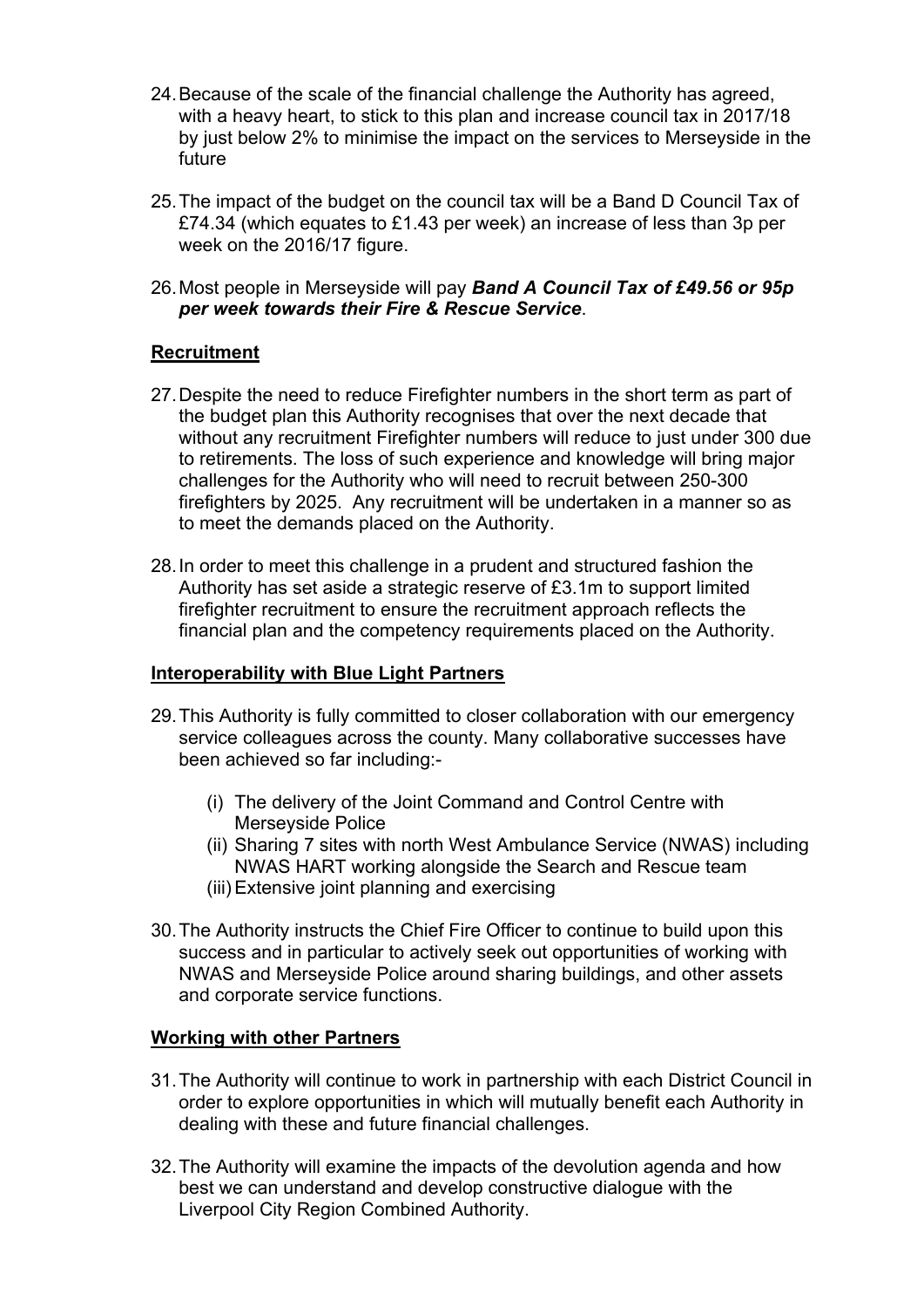24. Because of the scale of the financial challenge the Authority has agreed, with a heavy heart, to stick to this plan and increase council tax in 2017/18 by just below 2% to minimise the impact on the services to Merseyside in the future

25. The impact of the budget on the council tax will be a Band D Council Tax of £74.34 (which equates to £1.43 per week) an increase of less than 3p per week on the 2016/17 figure.

26. Most people in Merseyside will pay ***Band A Council Tax of £49.56 or 95p per week towards their Fire & Rescue Service***.

**Recruitment**

27. Despite the need to reduce Firefighter numbers in the short term as part of the budget plan this Authority recognises that over the next decade that without any recruitment Firefighter numbers will reduce to just under 300 due to retirements. The loss of such experience and knowledge will bring major challenges for the Authority who will need to recruit between 250-300 firefighters by 2025. Any recruitment will be undertaken in a manner so as to meet the demands placed on the Authority.

28. In order to meet this challenge in a prudent and structured fashion the Authority has set aside a strategic reserve of £3.1m to support limited firefighter recruitment to ensure the recruitment approach reflects the financial plan and the competency requirements placed on the Authority.

**Interoperability with Blue Light Partners**

29. This Authority is fully committed to closer collaboration with our emergency service colleagues across the county. Many collaborative successes have been achieved so far including:-

    (i) The delivery of the Joint Command and Control Centre with Merseyside Police
    (ii) Sharing 7 sites with north West Ambulance Service (NWAS) including NWAS HART working alongside the Search and Rescue team
    (iii) Extensive joint planning and exercising

30. The Authority instructs the Chief Fire Officer to continue to build upon this success and in particular to actively seek out opportunities of working with NWAS and Merseyside Police around sharing buildings, and other assets and corporate service functions.

**Working with other Partners**

31. The Authority will continue to work in partnership with each District Council in order to explore opportunities in which will mutually benefit each Authority in dealing with these and future financial challenges.

32. The Authority will examine the impacts of the devolution agenda and how best we can understand and develop constructive dialogue with the Liverpool City Region Combined Authority.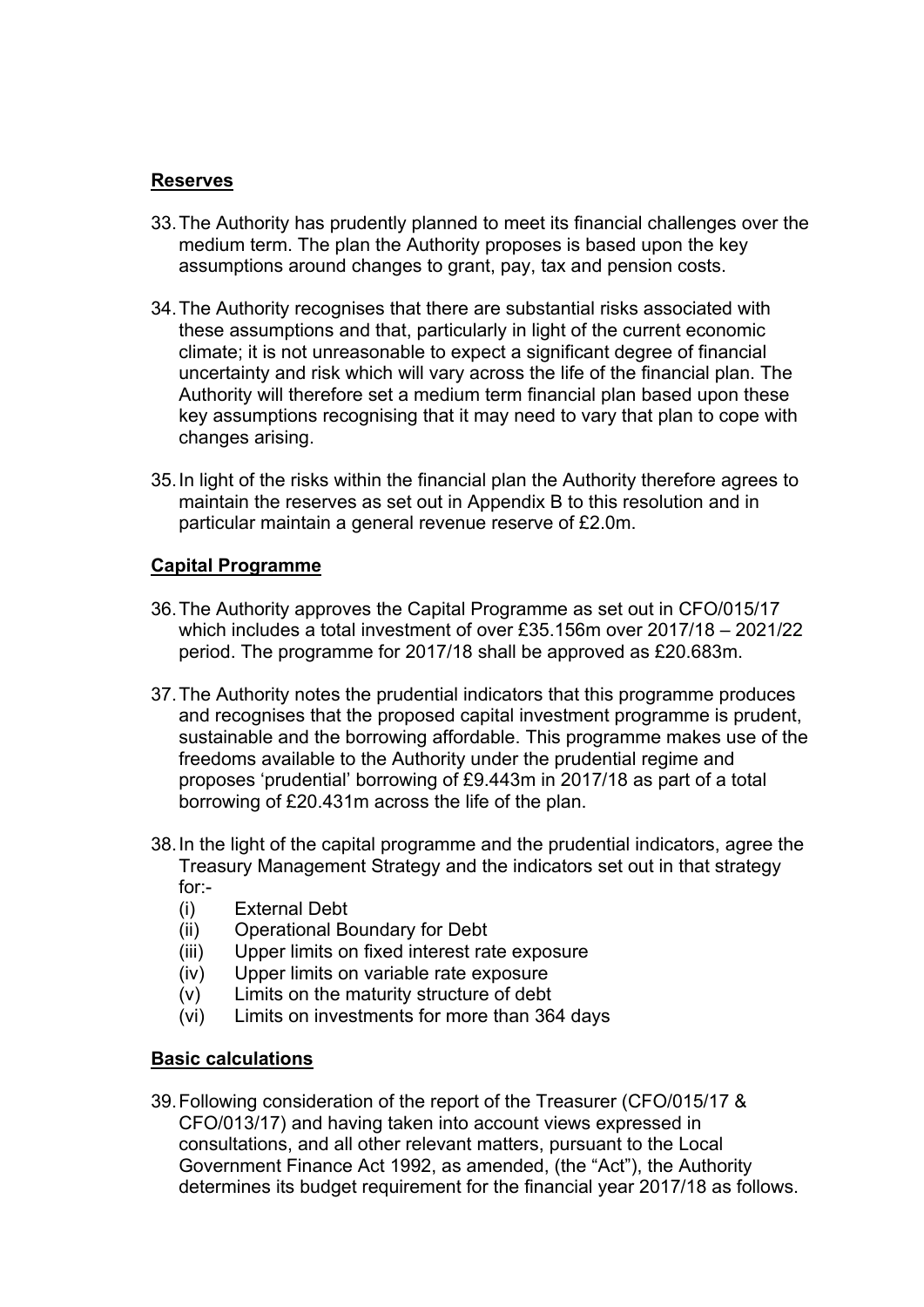## Reserves

33. The Authority has prudently planned to meet its financial challenges over the medium term. The plan the Authority proposes is based upon the key assumptions around changes to grant, pay, tax and pension costs.

34. The Authority recognises that there are substantial risks associated with these assumptions and that, particularly in light of the current economic climate; it is not unreasonable to expect a significant degree of financial uncertainty and risk which will vary across the life of the financial plan. The Authority will therefore set a medium term financial plan based upon these key assumptions recognising that it may need to vary that plan to cope with changes arising.

35. In light of the risks within the financial plan the Authority therefore agrees to maintain the reserves as set out in Appendix B to this resolution and in particular maintain a general revenue reserve of £2.0m.

## Capital Programme

36. The Authority approves the Capital Programme as set out in CFO/015/17 which includes a total investment of over £35.156m over 2017/18 – 2021/22 period. The programme for 2017/18 shall be approved as £20.683m.

37. The Authority notes the prudential indicators that this programme produces and recognises that the proposed capital investment programme is prudent, sustainable and the borrowing affordable. This programme makes use of the freedoms available to the Authority under the prudential regime and proposes 'prudential' borrowing of £9.443m in 2017/18 as part of a total borrowing of £20.431m across the life of the plan.

38. In the light of the capital programme and the prudential indicators, agree the Treasury Management Strategy and the indicators set out in that strategy for:-
    (i) External Debt
    (ii) Operational Boundary for Debt
    (iii) Upper limits on fixed interest rate exposure
    (iv) Upper limits on variable rate exposure
    (v) Limits on the maturity structure of debt
    (vi) Limits on investments for more than 364 days

## Basic calculations

39. Following consideration of the report of the Treasurer (CFO/015/17 & CFO/013/17) and having taken into account views expressed in consultations, and all other relevant matters, pursuant to the Local Government Finance Act 1992, as amended, (the "Act"), the Authority determines its budget requirement for the financial year 2017/18 as follows.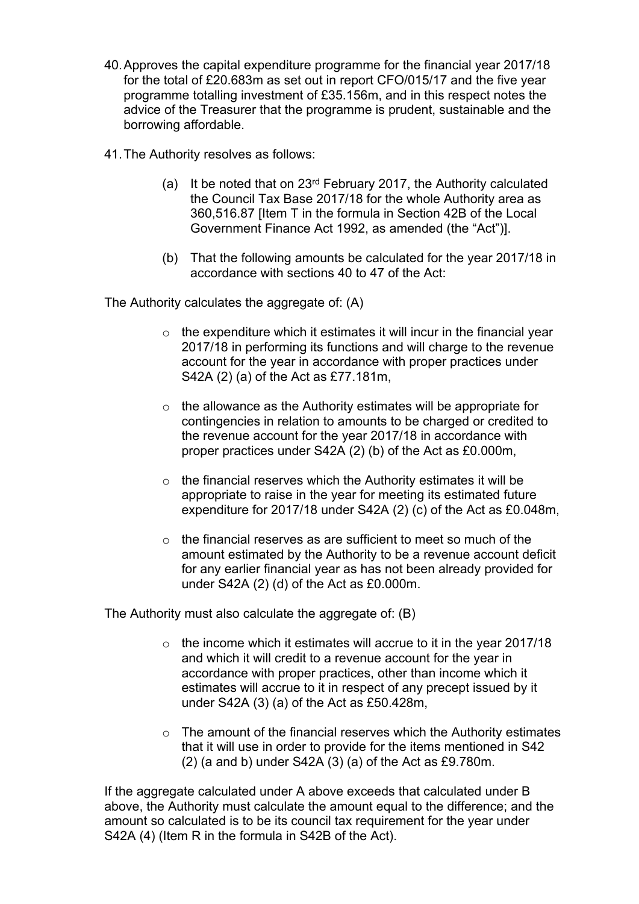40. Approves the capital expenditure programme for the financial year 2017/18 for the total of £20.683m as set out in report CFO/015/17 and the five year programme totalling investment of £35.156m, and in this respect notes the advice of the Treasurer that the programme is prudent, sustainable and the borrowing affordable.

41. The Authority resolves as follows:

    (a) It be noted that on 23rd February 2017, the Authority calculated the Council Tax Base 2017/18 for the whole Authority area as 360,516.87 [Item T in the formula in Section 42B of the Local Government Finance Act 1992, as amended (the "Act")].

    (b) That the following amounts be calculated for the year 2017/18 in accordance with sections 40 to 47 of the Act:

The Authority calculates the aggregate of: (A)

- the expenditure which it estimates it will incur in the financial year 2017/18 in performing its functions and will charge to the revenue account for the year in accordance with proper practices under S42A (2) (a) of the Act as £77.181m,
- the allowance as the Authority estimates will be appropriate for contingencies in relation to amounts to be charged or credited to the revenue account for the year 2017/18 in accordance with proper practices under S42A (2) (b) of the Act as £0.000m,
- the financial reserves which the Authority estimates it will be appropriate to raise in the year for meeting its estimated future expenditure for 2017/18 under S42A (2) (c) of the Act as £0.048m,
- the financial reserves as are sufficient to meet so much of the amount estimated by the Authority to be a revenue account deficit for any earlier financial year as has not been already provided for under S42A (2) (d) of the Act as £0.000m.

The Authority must also calculate the aggregate of: (B)

- the income which it estimates will accrue to it in the year 2017/18 and which it will credit to a revenue account for the year in accordance with proper practices, other than income which it estimates will accrue to it in respect of any precept issued by it under S42A (3) (a) of the Act as £50.428m,
- The amount of the financial reserves which the Authority estimates that it will use in order to provide for the items mentioned in S42 (2) (a and b) under S42A (3) (a) of the Act as £9.780m.

If the aggregate calculated under A above exceeds that calculated under B above, the Authority must calculate the amount equal to the difference; and the amount so calculated is to be its council tax requirement for the year under S42A (4) (Item R in the formula in S42B of the Act).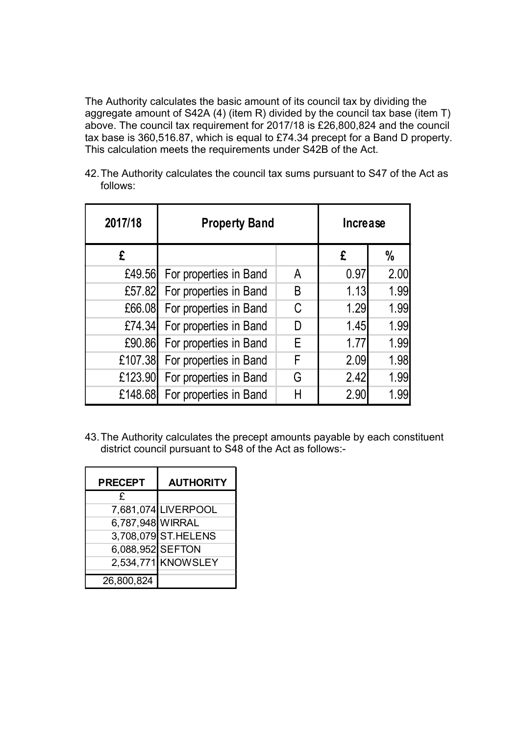The Authority calculates the basic amount of its council tax by dividing the aggregate amount of S42A (4) (item R) divided by the council tax base (item T) above. The council tax requirement for 2017/18 is £26,800,824 and the council tax base is 360,516.87, which is equal to £74.34 precept for a Band D property. This calculation meets the requirements under S42B of the Act.

42. The Authority calculates the council tax sums pursuant to S47 of the Act as follows:

| 2017/18 | Property Band | | Increase | |
|---|---|---|---|---|
| £ | | | £ | % |
| £49.56 | For properties in Band | A | 0.97 | 2.00 |
| £57.82 | For properties in Band | B | 1.13 | 1.99 |
| £66.08 | For properties in Band | C | 1.29 | 1.99 |
| £74.34 | For properties in Band | D | 1.45 | 1.99 |
| £90.86 | For properties in Band | E | 1.77 | 1.99 |
| £107.38 | For properties in Band | F | 2.09 | 1.98 |
| £123.90 | For properties in Band | G | 2.42 | 1.99 |
| £148.68 | For properties in Band | H | 2.90 | 1.99 |

43. The Authority calculates the precept amounts payable by each constituent district council pursuant to S48 of the Act as follows:-

| PRECEPT | AUTHORITY |
|---|---|
| £ | |
| 7,681,074 | LIVERPOOL |
| 6,787,948 | WIRRAL |
| 3,708,079 | ST.HELENS |
| 6,088,952 | SEFTON |
| 2,534,771 | KNOWSLEY |
| 26,800,824 | |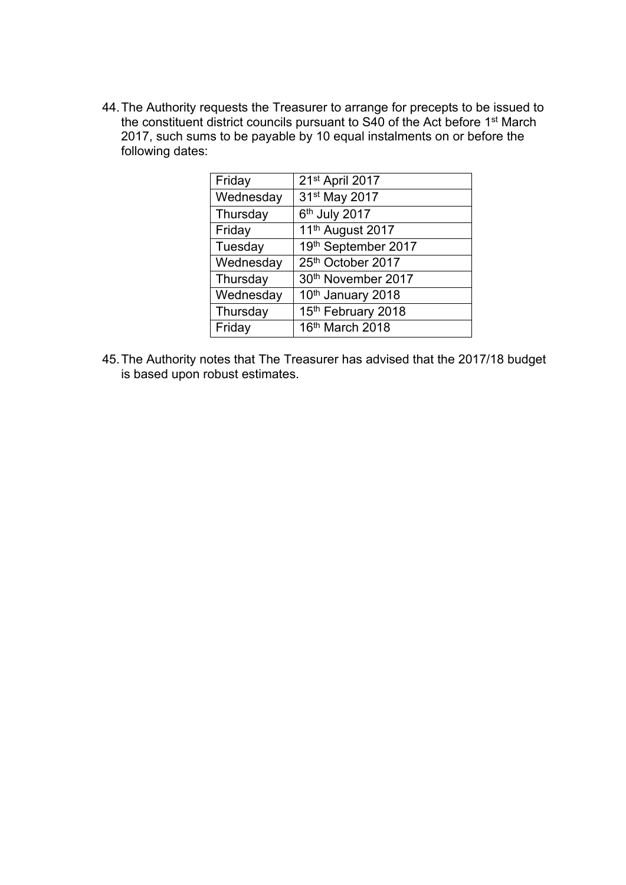44. The Authority requests the Treasurer to arrange for precepts to be issued to the constituent district councils pursuant to S40 of the Act before 1st March 2017, such sums to be payable by 10 equal instalments on or before the following dates:

| Friday | 21st April 2017 |
|---|---|
| Wednesday | 31st May 2017 |
| Thursday | 6th July 2017 |
| Friday | 11th August 2017 |
| Tuesday | 19th September 2017 |
| Wednesday | 25th October 2017 |
| Thursday | 30th November 2017 |
| Wednesday | 10th January 2018 |
| Thursday | 15th February 2018 |
| Friday | 16th March 2018 |

45. The Authority notes that The Treasurer has advised that the 2017/18 budget is based upon robust estimates.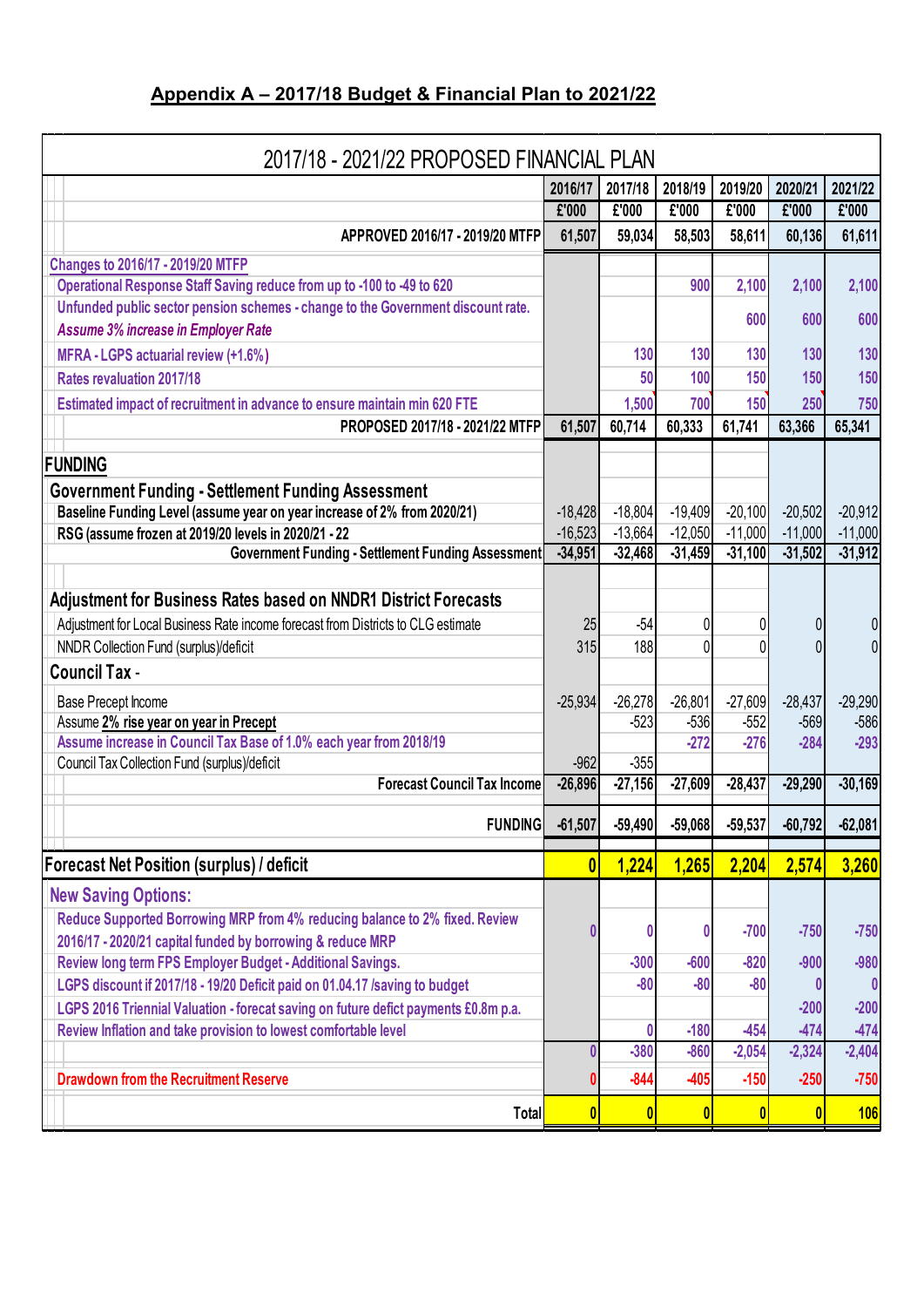## Appendix A – 2017/18 Budget & Financial Plan to 2021/22

| 2017/18 - 2021/22 PROPOSED FINANCIAL PLAN | | | | | | |
|---|---|---|---|---|---|---|
| | 2016/17 | 2017/18 | 2018/19 | 2019/20 | 2020/21 | 2021/22 |
| | £'000 | £'000 | £'000 | £'000 | £'000 | £'000 |
| APPROVED 2016/17 - 2019/20 MTFP | 61,507 | 59,034 | 58,503 | 58,611 | 60,136 | 61,611 |
| Changes to 2016/17 - 2019/20 MTFP | | | | | | |
| Operational Response Staff Saving reduce from up to -100 to -49 to 620 | | | 900 | 2,100 | 2,100 | 2,100 |
| Unfunded public sector pension schemes - change to the Government discount rate. *Assume 3% increase in Employer Rate* | | | | 600 | 600 | 600 |
| MFRA - LGPS actuarial review (+1.6%) | | 130 | 130 | 130 | 130 | 130 |
| Rates revaluation 2017/18 | | 50 | 100 | 150 | 150 | 150 |
| Estimated impact of recruitment in advance to ensure maintain min 620 FTE | | 1,500 | 700 | 150 | 250 | 750 |
| PROPOSED 2017/18 - 2021/22 MTFP | 61,507 | 60,714 | 60,333 | 61,741 | 63,366 | 65,341 |
| **FUNDING** | | | | | | |
| Government Funding - Settlement Funding Assessment | | | | | | |
| Baseline Funding Level (assume year on year increase of 2% from 2020/21) | -18,428 | -18,804 | -19,409 | -20,100 | -20,502 | -20,912 |
| RSG (assume frozen at 2019/20 levels in 2020/21 - 22 | -16,523 | -13,664 | -12,050 | -11,000 | -11,000 | -11,000 |
| Government Funding - Settlement Funding Assessment | -34,951 | -32,468 | -31,459 | -31,100 | -31,502 | -31,912 |
| Adjustment for Business Rates based on NNDR1 District Forecasts | | | | | | |
| Adjustment for Local Business Rate income forecast from Districts to CLG estimate | 25 | -54 | 0 | 0 | 0 | 0 |
| NNDR Collection Fund (surplus)/deficit | 315 | 188 | 0 | 0 | 0 | 0 |
| Council Tax - | | | | | | |
| Base Precept Income | -25,934 | -26,278 | -26,801 | -27,609 | -28,437 | -29,290 |
| Assume 2% rise year on year in Precept | | -523 | -536 | -552 | -569 | -586 |
| Assume increase in Council Tax Base of 1.0% each year from 2018/19 | | | -272 | -276 | -284 | -293 |
| Council Tax Collection Fund (surplus)/deficit | -962 | -355 | | | | |
| Forecast Council Tax Income | -26,896 | -27,156 | -27,609 | -28,437 | -29,290 | -30,169 |
| FUNDING | -61,507 | -59,490 | -59,068 | -59,537 | -60,792 | -62,081 |
| **Forecast Net Position (surplus) / deficit** | **0** | **1,224** | **1,265** | **2,204** | **2,574** | **3,260** |
| New Saving Options: | | | | | | |
| Reduce Supported Borrowing MRP from 4% reducing balance to 2% fixed. Review 2016/17 - 2020/21 capital funded by borrowing & reduce MRP | 0 | 0 | 0 | -700 | -750 | -750 |
| Review long term FPS Employer Budget - Additional Savings. | | -300 | -600 | -820 | -900 | -980 |
| LGPS discount if 2017/18 - 19/20 Deficit paid on 01.04.17 /saving to budget | | -80 | -80 | -80 | 0 | 0 |
| LGPS 2016 Triennial Valuation - forecast saving on future deficit payments £0.8m p.a. | | | | | -200 | -200 |
| Review Inflation and take provision to lowest comfortable level | | 0 | -180 | -454 | -474 | -474 |
| | 0 | -380 | -860 | -2,054 | -2,324 | -2,404 |
| Drawdown from the Recruitment Reserve | 0 | -844 | -405 | -150 | -250 | -750 |
| Total | 0 | 0 | 0 | 0 | 0 | 106 |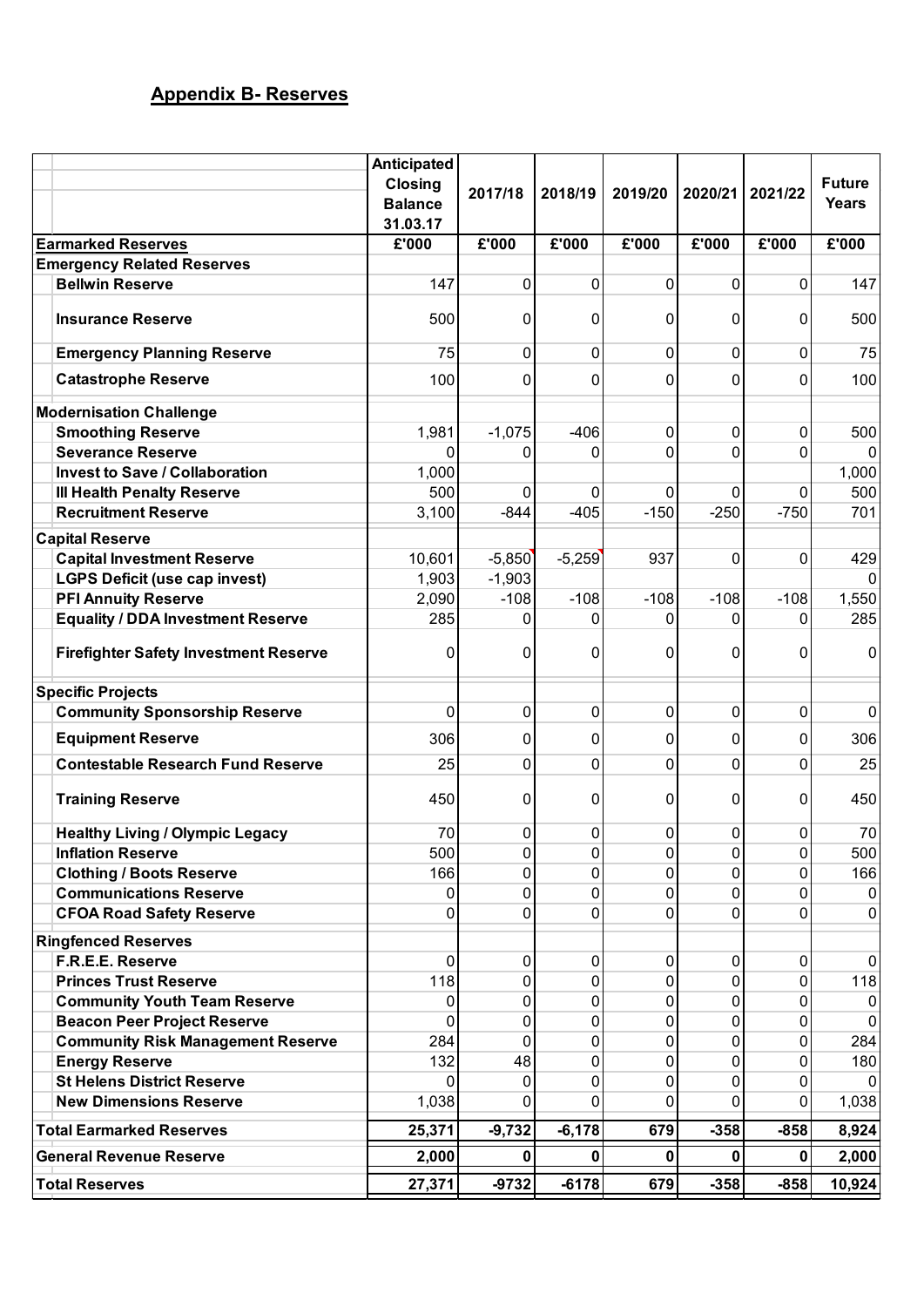## Appendix B- Reserves

| | Anticipated Closing Balance 31.03.17 | 2017/18 | 2018/19 | 2019/20 | 2020/21 | 2021/22 | Future Years |
|---|---|---|---|---|---|---|---|
| **Earmarked Reserves** | **£'000** | **£'000** | **£'000** | **£'000** | **£'000** | **£'000** | **£'000** |
| **Emergency Related Reserves** | | | | | | | |
| **Bellwin Reserve** | 147 | 0 | 0 | 0 | 0 | 0 | 147 |
| **Insurance Reserve** | 500 | 0 | 0 | 0 | 0 | 0 | 500 |
| **Emergency Planning Reserve** | 75 | 0 | 0 | 0 | 0 | 0 | 75 |
| **Catastrophe Reserve** | 100 | 0 | 0 | 0 | 0 | 0 | 100 |
| **Modernisation Challenge** | | | | | | | |
| **Smoothing Reserve** | 1,981 | -1,075 | -406 | 0 | 0 | 0 | 500 |
| **Severance Reserve** | 0 | 0 | 0 | 0 | 0 | 0 | 0 |
| **Invest to Save / Collaboration** | 1,000 | | | | | | 1,000 |
| **Ill Health Penalty Reserve** | 500 | 0 | 0 | 0 | 0 | 0 | 500 |
| **Recruitment Reserve** | 3,100 | -844 | -405 | -150 | -250 | -750 | 701 |
| **Capital Reserve** | | | | | | | |
| **Capital Investment Reserve** | 10,601 | -5,850 | -5,259 | 937 | 0 | 0 | 429 |
| **LGPS Deficit (use cap invest)** | 1,903 | -1,903 | | | | | 0 |
| **PFI Annuity Reserve** | 2,090 | -108 | -108 | -108 | -108 | -108 | 1,550 |
| **Equality / DDA Investment Reserve** | 285 | 0 | 0 | 0 | 0 | 0 | 285 |
| **Firefighter Safety Investment Reserve** | 0 | 0 | 0 | 0 | 0 | 0 | 0 |
| **Specific Projects** | | | | | | | |
| **Community Sponsorship Reserve** | 0 | 0 | 0 | 0 | 0 | 0 | 0 |
| **Equipment Reserve** | 306 | 0 | 0 | 0 | 0 | 0 | 306 |
| **Contestable Research Fund Reserve** | 25 | 0 | 0 | 0 | 0 | 0 | 25 |
| **Training Reserve** | 450 | 0 | 0 | 0 | 0 | 0 | 450 |
| **Healthy Living / Olympic Legacy** | 70 | 0 | 0 | 0 | 0 | 0 | 70 |
| **Inflation Reserve** | 500 | 0 | 0 | 0 | 0 | 0 | 500 |
| **Clothing / Boots Reserve** | 166 | 0 | 0 | 0 | 0 | 0 | 166 |
| **Communications Reserve** | 0 | 0 | 0 | 0 | 0 | 0 | 0 |
| **CFOA Road Safety Reserve** | 0 | 0 | 0 | 0 | 0 | 0 | 0 |
| **Ringfenced Reserves** | | | | | | | |
| **F.R.E.E. Reserve** | 0 | 0 | 0 | 0 | 0 | 0 | 0 |
| **Princes Trust Reserve** | 118 | 0 | 0 | 0 | 0 | 0 | 118 |
| **Community Youth Team Reserve** | 0 | 0 | 0 | 0 | 0 | 0 | 0 |
| **Beacon Peer Project Reserve** | 0 | 0 | 0 | 0 | 0 | 0 | 0 |
| **Community Risk Management Reserve** | 284 | 0 | 0 | 0 | 0 | 0 | 284 |
| **Energy Reserve** | 132 | 48 | 0 | 0 | 0 | 0 | 180 |
| **St Helens District Reserve** | 0 | 0 | 0 | 0 | 0 | 0 | 0 |
| **New Dimensions Reserve** | 1,038 | 0 | 0 | 0 | 0 | 0 | 1,038 |
| **Total Earmarked Reserves** | **25,371** | **-9,732** | **-6,178** | **679** | **-358** | **-858** | **8,924** |
| **General Revenue Reserve** | **2,000** | **0** | **0** | **0** | **0** | **0** | **2,000** |
| **Total Reserves** | **27,371** | **-9732** | **-6178** | **679** | **-358** | **-858** | **10,924** |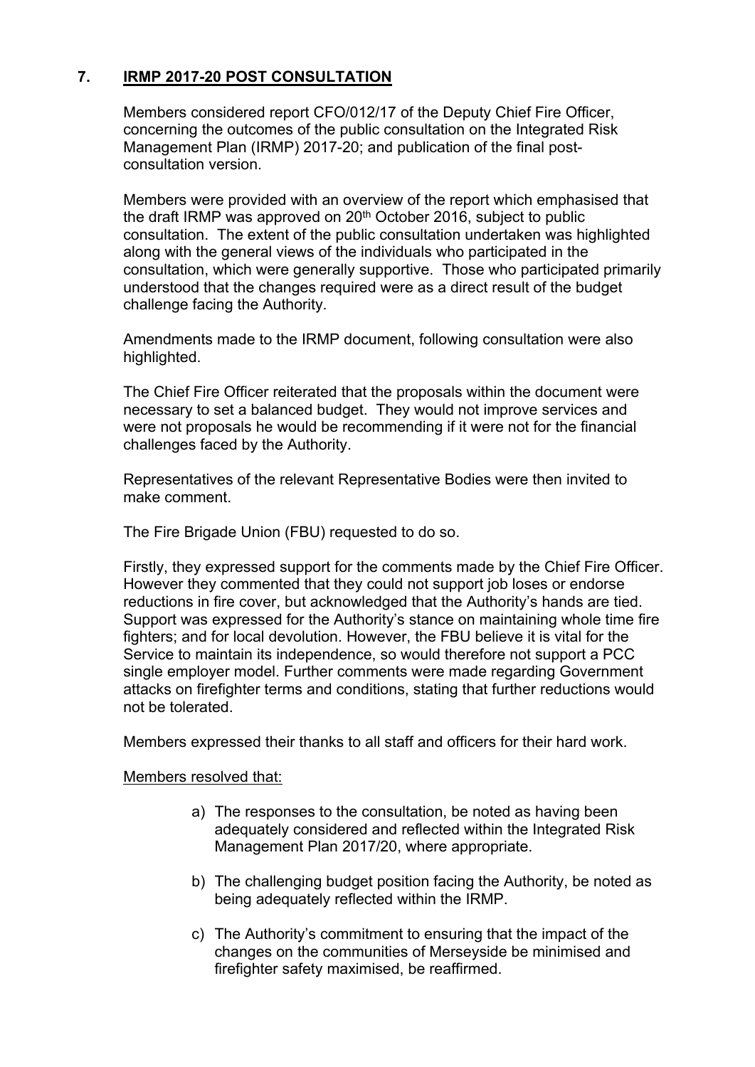## 7. IRMP 2017-20 POST CONSULTATION

Members considered report CFO/012/17 of the Deputy Chief Fire Officer, concerning the outcomes of the public consultation on the Integrated Risk Management Plan (IRMP) 2017-20; and publication of the final post-consultation version.

Members were provided with an overview of the report which emphasised that the draft IRMP was approved on 20th October 2016, subject to public consultation. The extent of the public consultation undertaken was highlighted along with the general views of the individuals who participated in the consultation, which were generally supportive. Those who participated primarily understood that the changes required were as a direct result of the budget challenge facing the Authority.

Amendments made to the IRMP document, following consultation were also highlighted.

The Chief Fire Officer reiterated that the proposals within the document were necessary to set a balanced budget. They would not improve services and were not proposals he would be recommending if it were not for the financial challenges faced by the Authority.

Representatives of the relevant Representative Bodies were then invited to make comment.

The Fire Brigade Union (FBU) requested to do so.

Firstly, they expressed support for the comments made by the Chief Fire Officer. However they commented that they could not support job loses or endorse reductions in fire cover, but acknowledged that the Authority's hands are tied. Support was expressed for the Authority's stance on maintaining whole time fire fighters; and for local devolution. However, the FBU believe it is vital for the Service to maintain its independence, so would therefore not support a PCC single employer model. Further comments were made regarding Government attacks on firefighter terms and conditions, stating that further reductions would not be tolerated.

Members expressed their thanks to all staff and officers for their hard work.

Members resolved that:

a) The responses to the consultation, be noted as having been adequately considered and reflected within the Integrated Risk Management Plan 2017/20, where appropriate.

b) The challenging budget position facing the Authority, be noted as being adequately reflected within the IRMP.

c) The Authority's commitment to ensuring that the impact of the changes on the communities of Merseyside be minimised and firefighter safety maximised, be reaffirmed.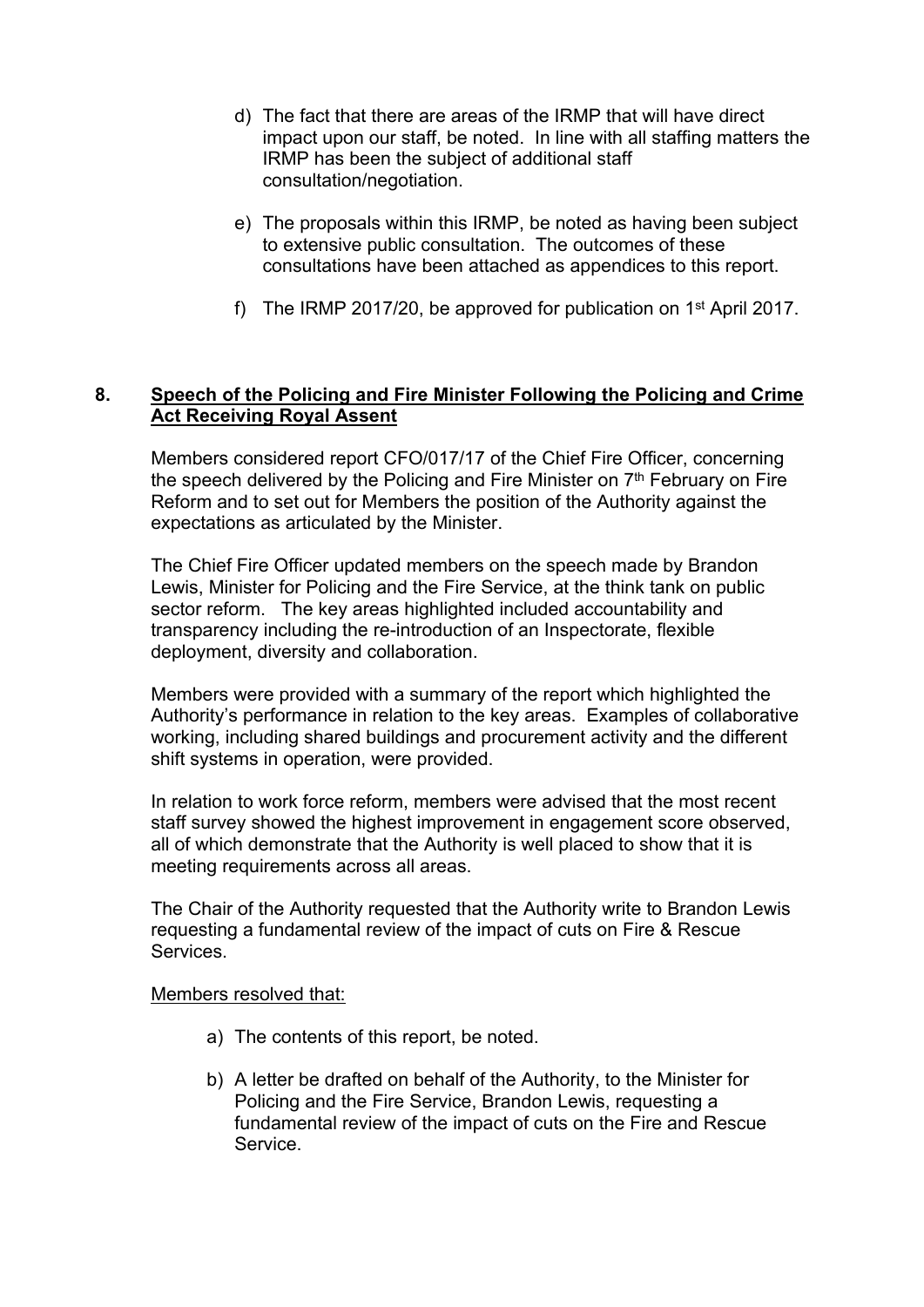d) The fact that there are areas of the IRMP that will have direct impact upon our staff, be noted. In line with all staffing matters the IRMP has been the subject of additional staff consultation/negotiation.

e) The proposals within this IRMP, be noted as having been subject to extensive public consultation. The outcomes of these consultations have been attached as appendices to this report.

f) The IRMP 2017/20, be approved for publication on 1st April 2017.

## 8. Speech of the Policing and Fire Minister Following the Policing and Crime Act Receiving Royal Assent

Members considered report CFO/017/17 of the Chief Fire Officer, concerning the speech delivered by the Policing and Fire Minister on 7th February on Fire Reform and to set out for Members the position of the Authority against the expectations as articulated by the Minister.

The Chief Fire Officer updated members on the speech made by Brandon Lewis, Minister for Policing and the Fire Service, at the think tank on public sector reform. The key areas highlighted included accountability and transparency including the re-introduction of an Inspectorate, flexible deployment, diversity and collaboration.

Members were provided with a summary of the report which highlighted the Authority's performance in relation to the key areas. Examples of collaborative working, including shared buildings and procurement activity and the different shift systems in operation, were provided.

In relation to work force reform, members were advised that the most recent staff survey showed the highest improvement in engagement score observed, all of which demonstrate that the Authority is well placed to show that it is meeting requirements across all areas.

The Chair of the Authority requested that the Authority write to Brandon Lewis requesting a fundamental review of the impact of cuts on Fire & Rescue Services.

Members resolved that:

a) The contents of this report, be noted.

b) A letter be drafted on behalf of the Authority, to the Minister for Policing and the Fire Service, Brandon Lewis, requesting a fundamental review of the impact of cuts on the Fire and Rescue Service.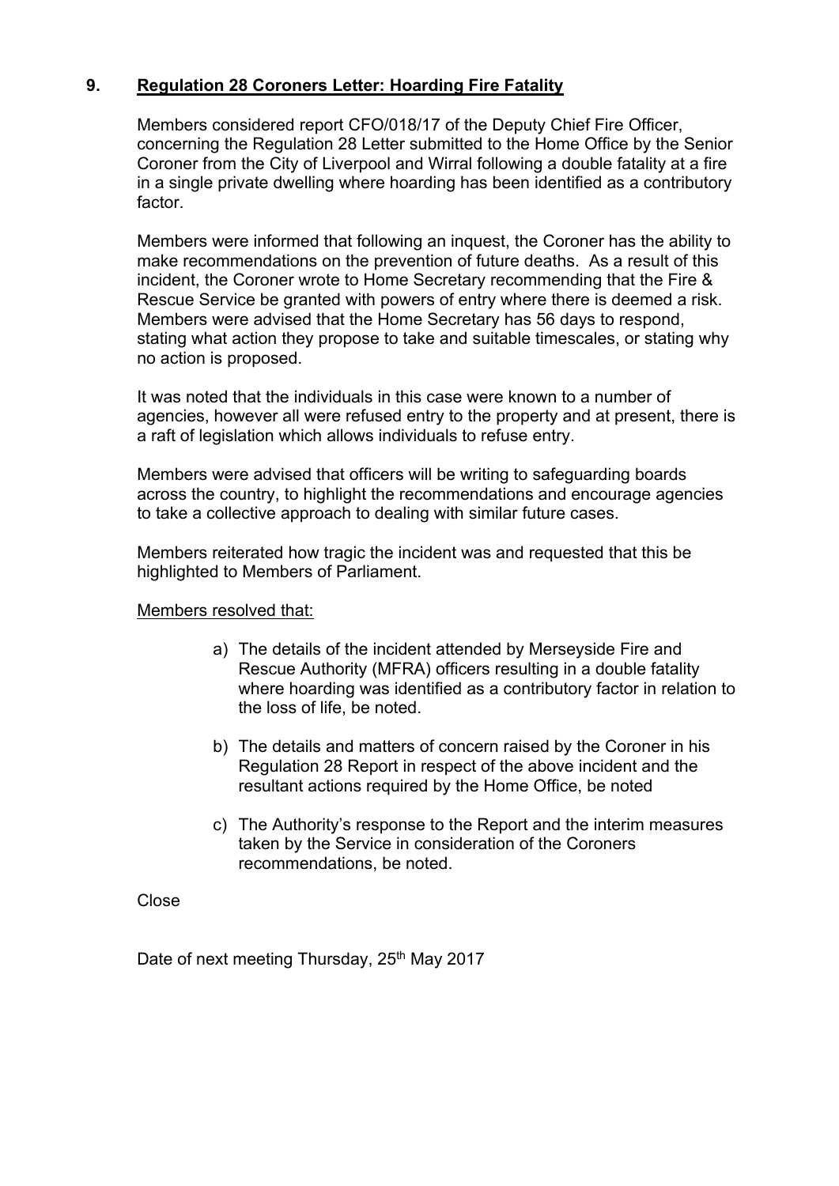## 9. Regulation 28 Coroners Letter: Hoarding Fire Fatality

Members considered report CFO/018/17 of the Deputy Chief Fire Officer, concerning the Regulation 28 Letter submitted to the Home Office by the Senior Coroner from the City of Liverpool and Wirral following a double fatality at a fire in a single private dwelling where hoarding has been identified as a contributory factor.

Members were informed that following an inquest, the Coroner has the ability to make recommendations on the prevention of future deaths. As a result of this incident, the Coroner wrote to Home Secretary recommending that the Fire & Rescue Service be granted with powers of entry where there is deemed a risk. Members were advised that the Home Secretary has 56 days to respond, stating what action they propose to take and suitable timescales, or stating why no action is proposed.

It was noted that the individuals in this case were known to a number of agencies, however all were refused entry to the property and at present, there is a raft of legislation which allows individuals to refuse entry.

Members were advised that officers will be writing to safeguarding boards across the country, to highlight the recommendations and encourage agencies to take a collective approach to dealing with similar future cases.

Members reiterated how tragic the incident was and requested that this be highlighted to Members of Parliament.

Members resolved that:

a) The details of the incident attended by Merseyside Fire and Rescue Authority (MFRA) officers resulting in a double fatality where hoarding was identified as a contributory factor in relation to the loss of life, be noted.

b) The details and matters of concern raised by the Coroner in his Regulation 28 Report in respect of the above incident and the resultant actions required by the Home Office, be noted

c) The Authority's response to the Report and the interim measures taken by the Service in consideration of the Coroners recommendations, be noted.

Close

Date of next meeting Thursday, 25th May 2017